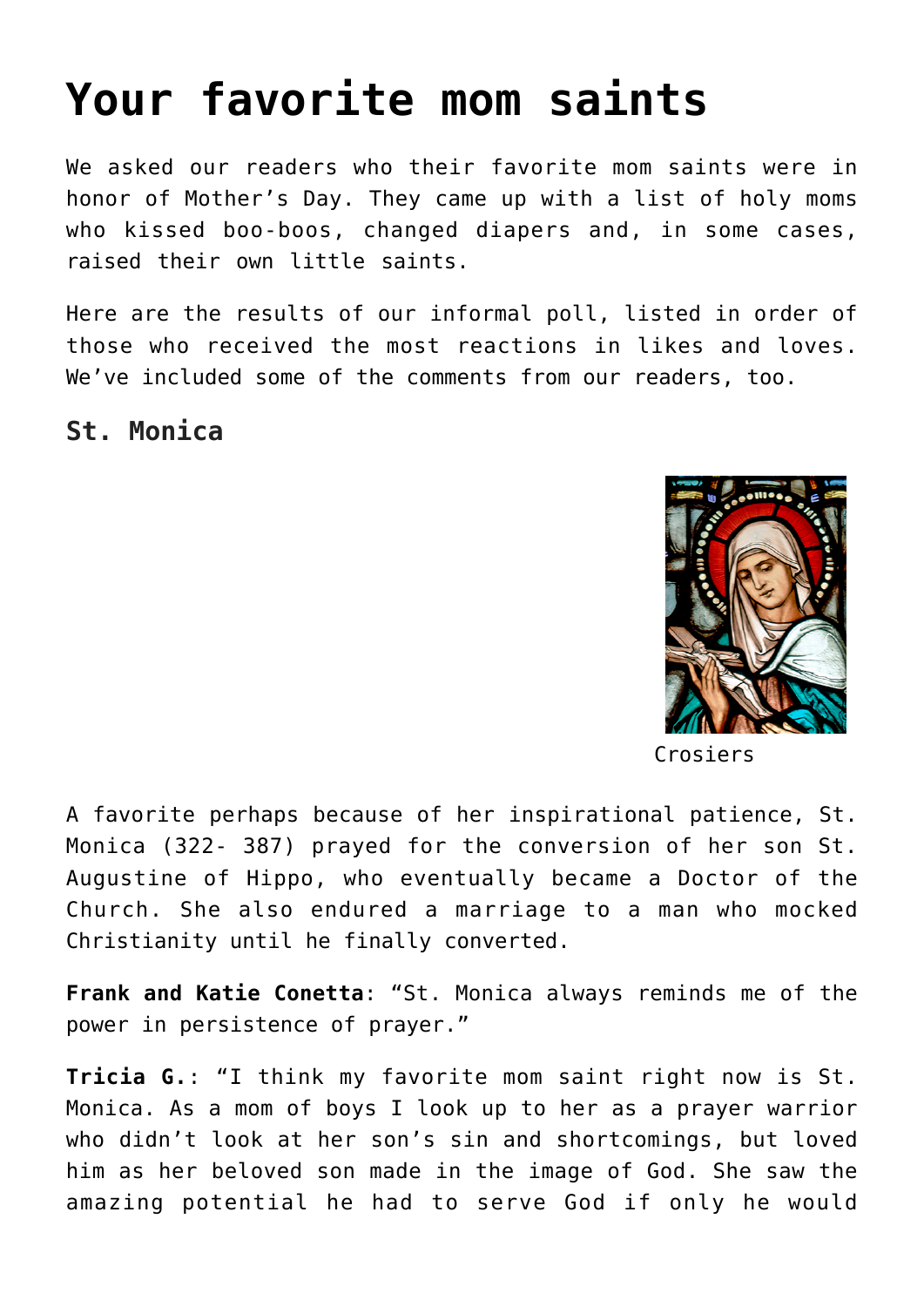# Your favorite mom saints

We asked our readers who their favorite mom saints were in honor of Mother's Day. They came up with a list of holy moms who kissed boo-boos, changed diapers and, in some cases, raised their own little saints.

Here are the results of our informal poll, listed in order of those who received the most reactions in likes and loves. We've included some of the comments from our readers, too.

## St. Monica

Crosiers

A favorite perhaps because of her inspirational patience, St. Monica (322- 387) prayed for the conversion of her son St. Augustine of Hippo, who eventually became a Doctor of the Church. She also endured a marriage to a man who mocked Christianity until he finally converted.

**Frank and Katie Conetta**: "St. Monica always reminds me of the power in persistence of prayer."

**Tricia G.**: "I think my favorite mom saint right now is St. Monica. As a mom of boys I look up to her as a prayer warrior who didn't look at her son's sin and shortcomings, but loved him as her beloved son made in the image of God. She saw the amazing potential he had to serve God if only he would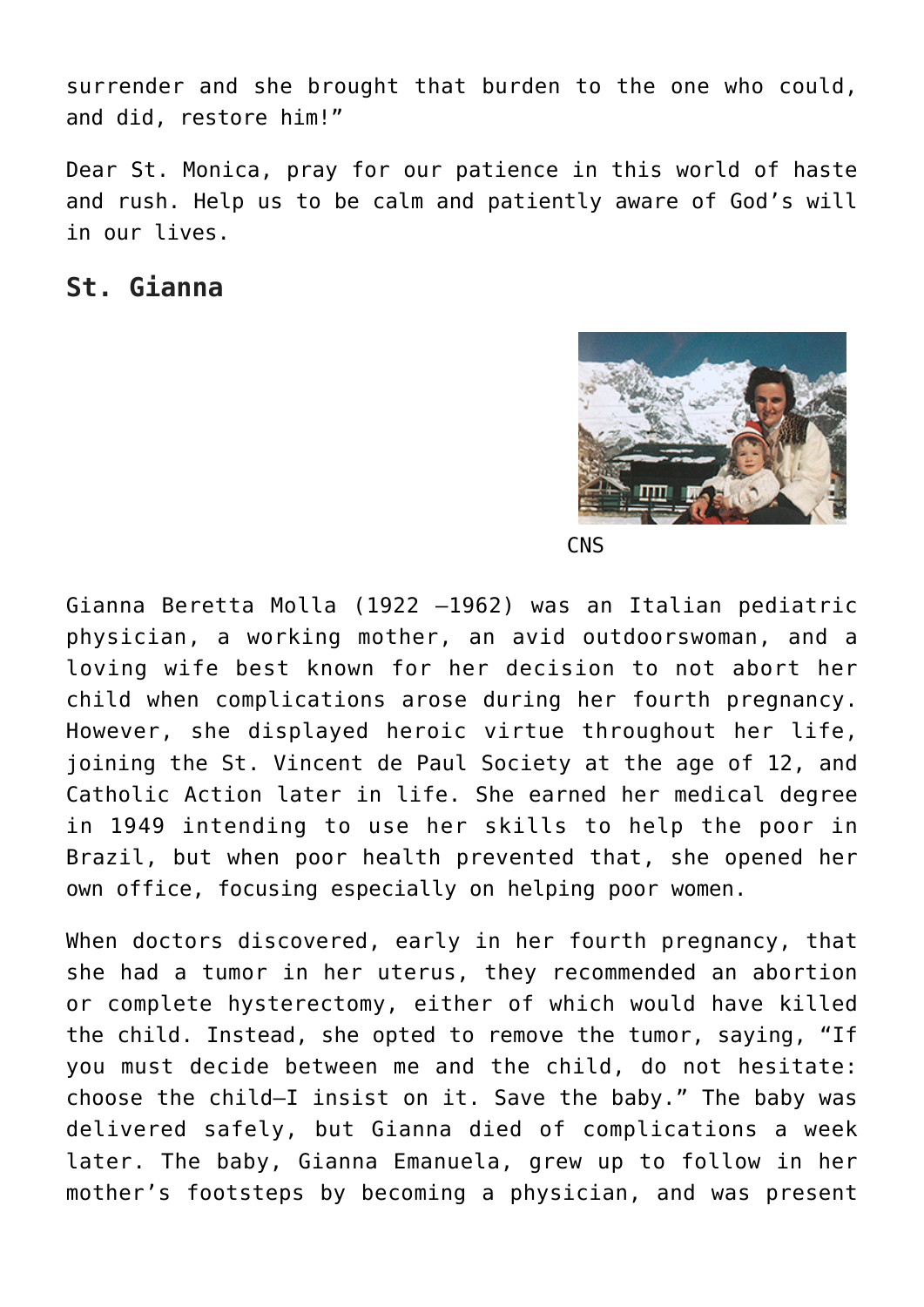surrender and she brought that burden to the one who could, and did, restore him!”

Dear St. Monica, pray for our patience in this world of haste and rush. Help us to be calm and patiently aware of God’s will in our lives.

## St. Gianna

CNS

Gianna Beretta Molla (1922 –1962) was an Italian pediatric physician, a working mother, an avid outdoorswoman, and a loving wife best known for her decision to not abort her child when complications arose during her fourth pregnancy. However, she displayed heroic virtue throughout her life, joining the St. Vincent de Paul Society at the age of 12, and Catholic Action later in life. She earned her medical degree in 1949 intending to use her skills to help the poor in Brazil, but when poor health prevented that, she opened her own office, focusing especially on helping poor women.

When doctors discovered, early in her fourth pregnancy, that she had a tumor in her uterus, they recommended an abortion or complete hysterectomy, either of which would have killed the child. Instead, she opted to remove the tumor, saying, “If you must decide between me and the child, do not hesitate: choose the child—I insist on it. Save the baby.” The baby was delivered safely, but Gianna died of complications a week later. The baby, Gianna Emanuela, grew up to follow in her mother’s footsteps by becoming a physician, and was present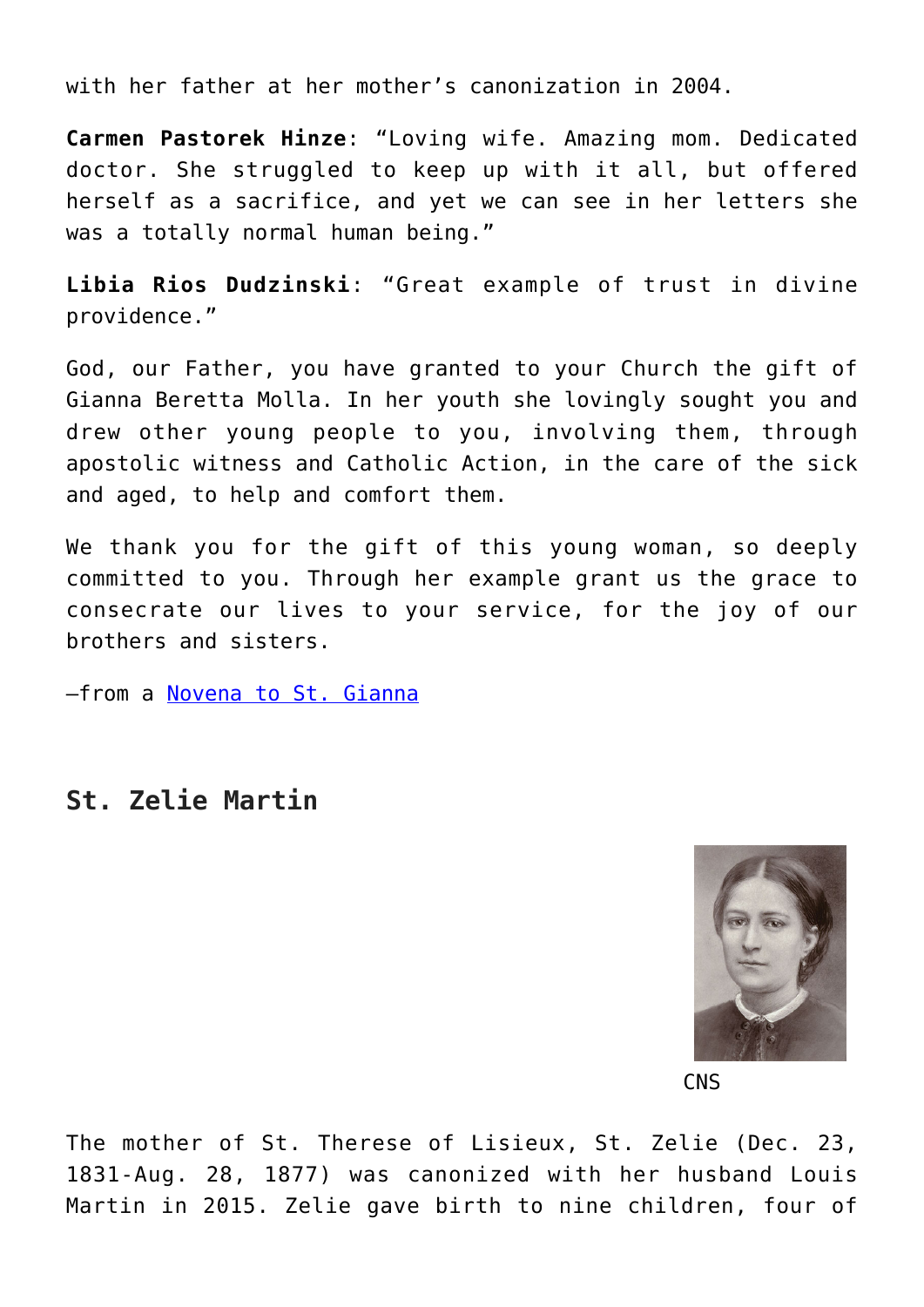with her father at her mother's canonization in 2004.

**Carmen Pastorek Hinze**: "Loving wife. Amazing mom. Dedicated doctor. She struggled to keep up with it all, but offered herself as a sacrifice, and yet we can see in her letters she was a totally normal human being."

**Libia Rios Dudzinski**: "Great example of trust in divine providence."

God, our Father, you have granted to your Church the gift of Gianna Beretta Molla. In her youth she lovingly sought you and drew other young people to you, involving them, through apostolic witness and Catholic Action, in the care of the sick and aged, to help and comfort them.

We thank you for the gift of this young woman, so deeply committed to you. Through her example grant us the grace to consecrate our lives to your service, for the joy of our brothers and sisters.

—from a [Novena to St. Gianna]

## St. Zelie Martin

CNS

The mother of St. Therese of Lisieux, St. Zelie (Dec. 23, 1831-Aug. 28, 1877) was canonized with her husband Louis Martin in 2015. Zelie gave birth to nine children, four of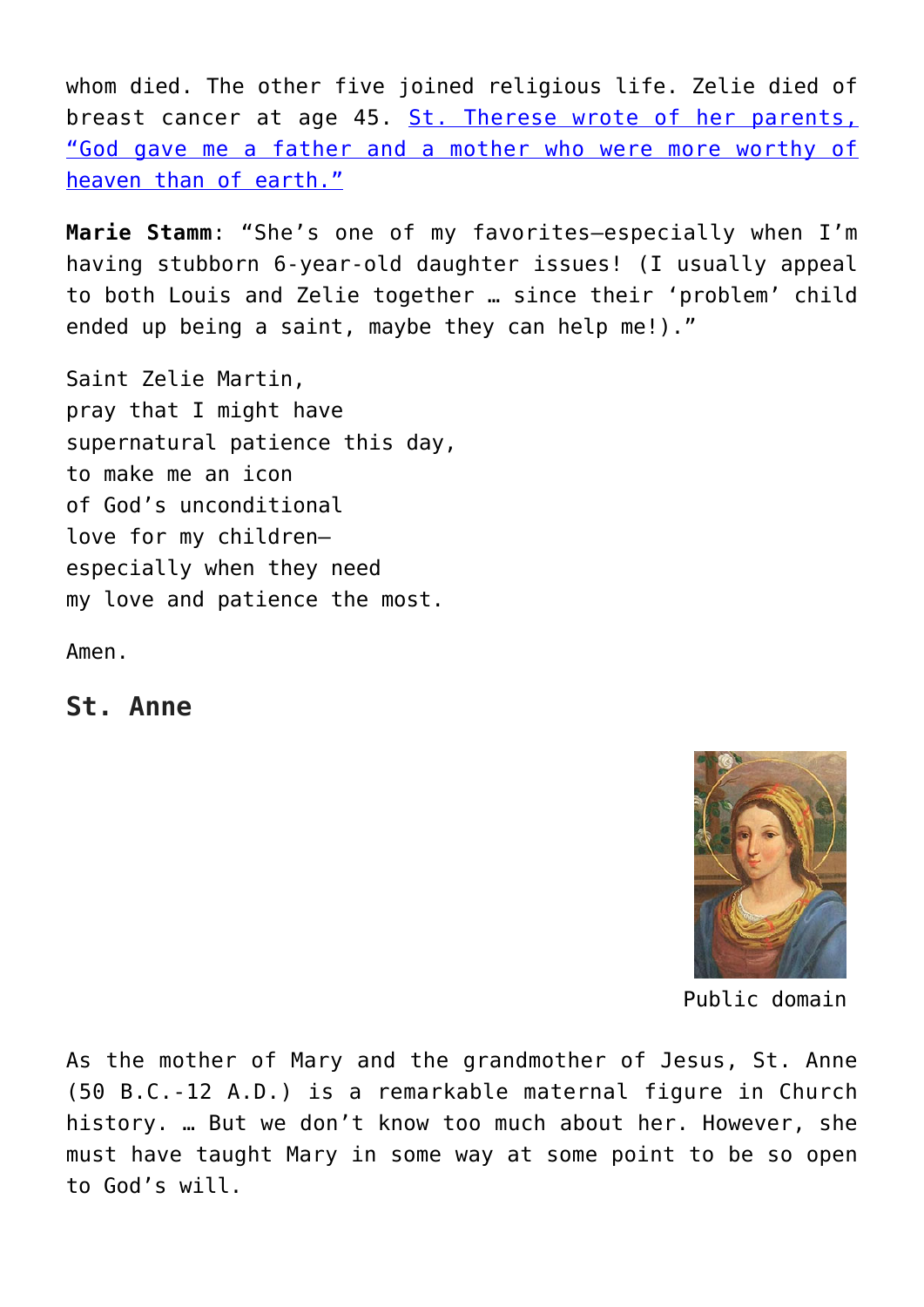whom died. The other five joined religious life. Zelie died of breast cancer at age 45. St. Therese wrote of her parents, "God gave me a father and a mother who were more worthy of heaven than of earth."

**Marie Stamm**: "She's one of my favorites—especially when I'm having stubborn 6-year-old daughter issues! (I usually appeal to both Louis and Zelie together … since their 'problem' child ended up being a saint, maybe they can help me!)."

Saint Zelie Martin,
pray that I might have
supernatural patience this day,
to make me an icon
of God's unconditional
love for my children—
especially when they need
my love and patience the most.

Amen.

## St. Anne

Public domain

As the mother of Mary and the grandmother of Jesus, St. Anne (50 B.C.-12 A.D.) is a remarkable maternal figure in Church history. … But we don't know too much about her. However, she must have taught Mary in some way at some point to be so open to God's will.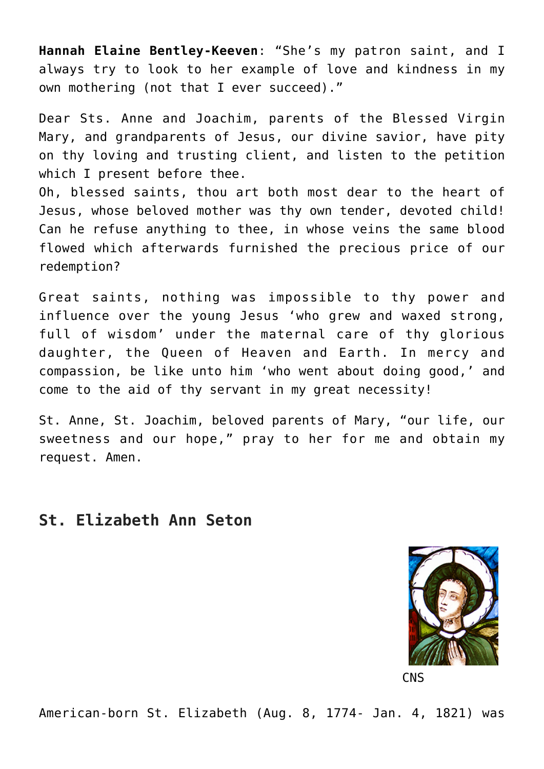**Hannah Elaine Bentley-Keeven**: "She's my patron saint, and I always try to look to her example of love and kindness in my own mothering (not that I ever succeed)."

Dear Sts. Anne and Joachim, parents of the Blessed Virgin Mary, and grandparents of Jesus, our divine savior, have pity on thy loving and trusting client, and listen to the petition which I present before thee.
Oh, blessed saints, thou art both most dear to the heart of Jesus, whose beloved mother was thy own tender, devoted child! Can he refuse anything to thee, in whose veins the same blood flowed which afterwards furnished the precious price of our redemption?

Great saints, nothing was impossible to thy power and influence over the young Jesus 'who grew and waxed strong, full of wisdom' under the maternal care of thy glorious daughter, the Queen of Heaven and Earth. In mercy and compassion, be like unto him 'who went about doing good,' and come to the aid of thy servant in my great necessity!

St. Anne, St. Joachim, beloved parents of Mary, "our life, our sweetness and our hope," pray to her for me and obtain my request. Amen.

## St. Elizabeth Ann Seton

CNS

American-born St. Elizabeth (Aug. 8, 1774- Jan. 4, 1821) was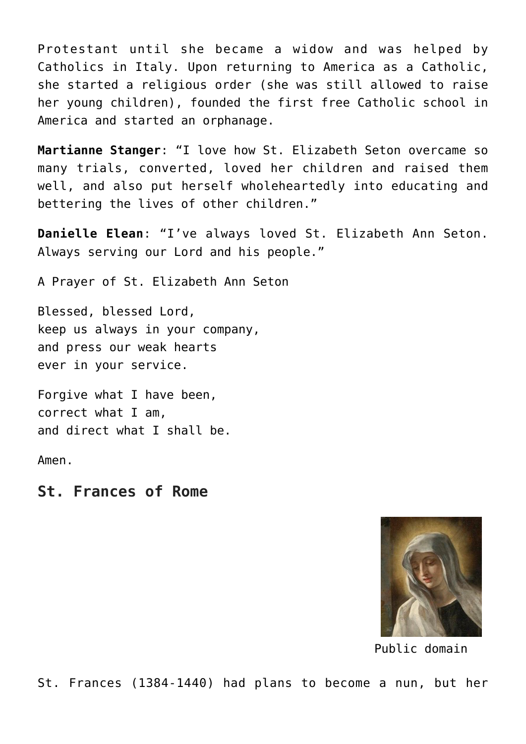Protestant until she became a widow and was helped by Catholics in Italy. Upon returning to America as a Catholic, she started a religious order (she was still allowed to raise her young children), founded the first free Catholic school in America and started an orphanage.

**Martianne Stanger**: “I love how St. Elizabeth Seton overcame so many trials, converted, loved her children and raised them well, and also put herself wholeheartedly into educating and bettering the lives of other children.”

**Danielle Elean**: “I’ve always loved St. Elizabeth Ann Seton. Always serving our Lord and his people.”

A Prayer of St. Elizabeth Ann Seton

Blessed, blessed Lord,
keep us always in your company,
and press our weak hearts
ever in your service.

Forgive what I have been,
correct what I am,
and direct what I shall be.

Amen.

## St. Frances of Rome

Public domain

St. Frances (1384-1440) had plans to become a nun, but her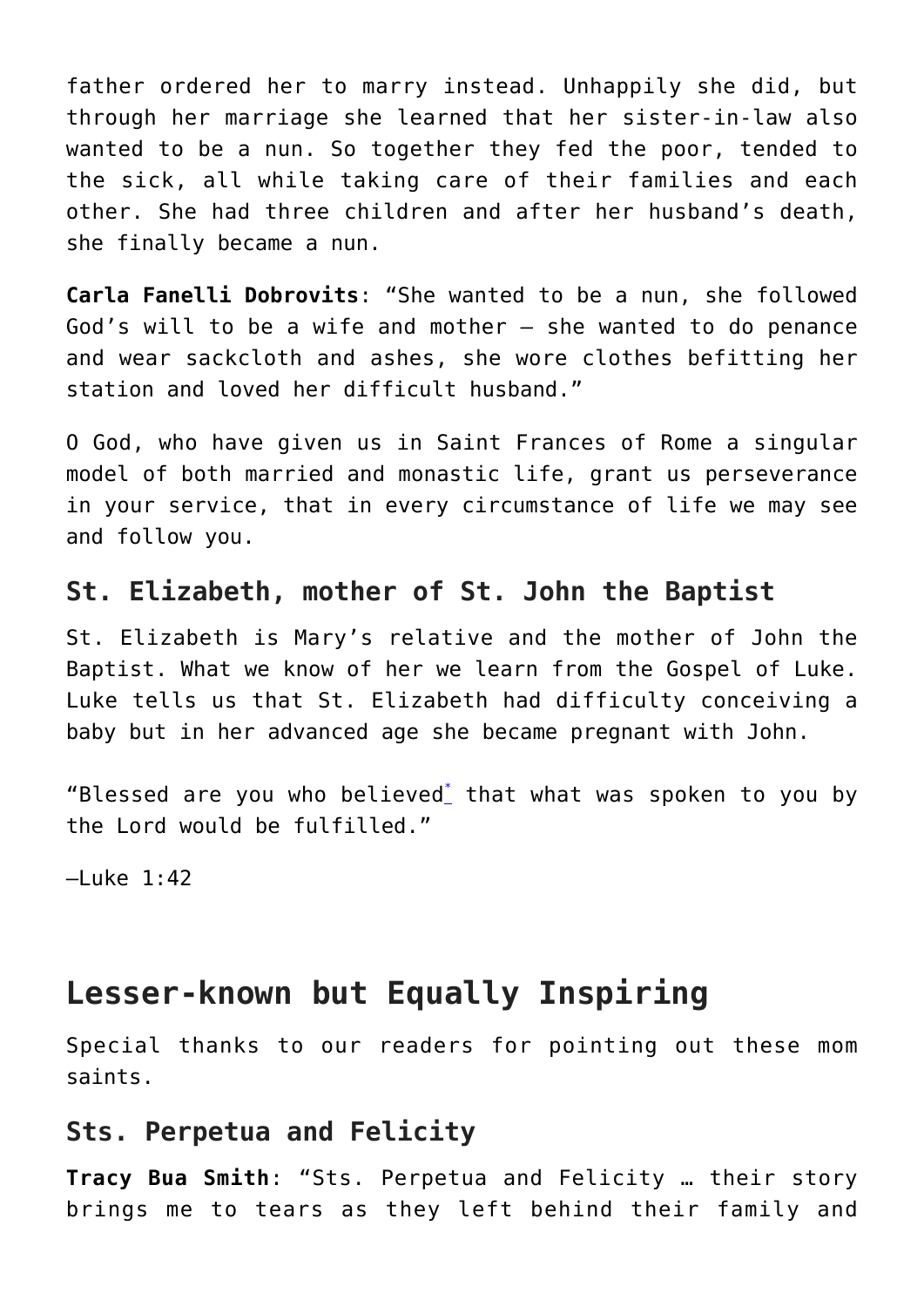father ordered her to marry instead. Unhappily she did, but through her marriage she learned that her sister-in-law also wanted to be a nun. So together they fed the poor, tended to the sick, all while taking care of their families and each other. She had three children and after her husband's death, she finally became a nun.

**Carla Fanelli Dobrovits**: "She wanted to be a nun, she followed God's will to be a wife and mother – she wanted to do penance and wear sackcloth and ashes, she wore clothes befitting her station and loved her difficult husband."

O God, who have given us in Saint Frances of Rome a singular model of both married and monastic life, grant us perseverance in your service, that in every circumstance of life we may see and follow you.

### St. Elizabeth, mother of St. John the Baptist

St. Elizabeth is Mary's relative and the mother of John the Baptist. What we know of her we learn from the Gospel of Luke. Luke tells us that St. Elizabeth had difficulty conceiving a baby but in her advanced age she became pregnant with John.

"Blessed are you who believed[*] that what was spoken to you by the Lord would be fulfilled."

–Luke 1:42

## Lesser-known but Equally Inspiring

Special thanks to our readers for pointing out these mom saints.

### Sts. Perpetua and Felicity

**Tracy Bua Smith**: "Sts. Perpetua and Felicity … their story brings me to tears as they left behind their family and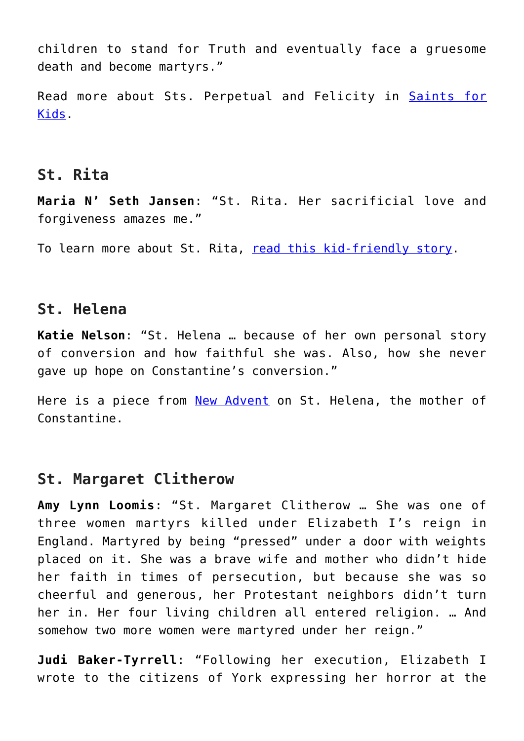children to stand for Truth and eventually face a gruesome death and become martyrs."

Read more about Sts. Perpetual and Felicity in Saints for Kids.

## St. Rita

**Maria N' Seth Jansen**: "St. Rita. Her sacrificial love and forgiveness amazes me."

To learn more about St. Rita, read this kid-friendly story.

## St. Helena

**Katie Nelson**: "St. Helena … because of her own personal story of conversion and how faithful she was. Also, how she never gave up hope on Constantine's conversion."

Here is a piece from New Advent on St. Helena, the mother of Constantine.

## St. Margaret Clitherow

**Amy Lynn Loomis**: "St. Margaret Clitherow … She was one of three women martyrs killed under Elizabeth I's reign in England. Martyred by being "pressed" under a door with weights placed on it. She was a brave wife and mother who didn't hide her faith in times of persecution, but because she was so cheerful and generous, her Protestant neighbors didn't turn her in. Her four living children all entered religion. … And somehow two more women were martyred under her reign."

**Judi Baker-Tyrrell**: "Following her execution, Elizabeth I wrote to the citizens of York expressing her horror at the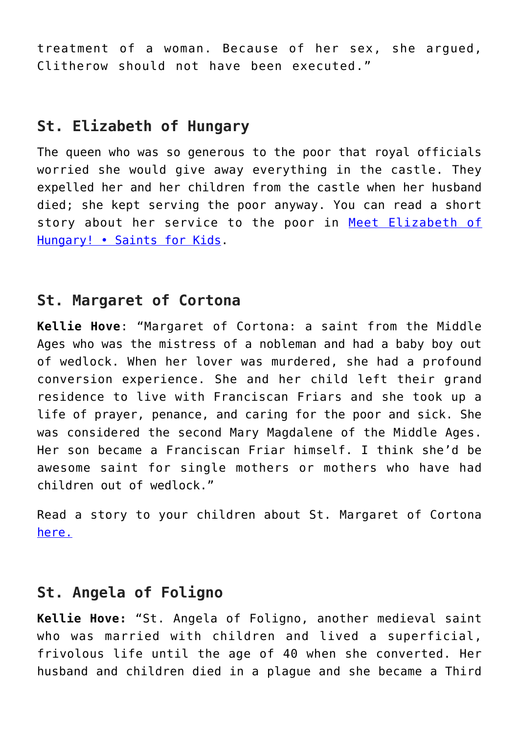treatment of a woman. Because of her sex, she argued, Clitherow should not have been executed."

## St. Elizabeth of Hungary

The queen who was so generous to the poor that royal officials worried she would give away everything in the castle. They expelled her and her children from the castle when her husband died; she kept serving the poor anyway. You can read a short story about her service to the poor in [Meet Elizabeth of Hungary! • Saints for Kids](#).

## St. Margaret of Cortona

**Kellie Hove**: "Margaret of Cortona: a saint from the Middle Ages who was the mistress of a nobleman and had a baby boy out of wedlock. When her lover was murdered, she had a profound conversion experience. She and her child left their grand residence to live with Franciscan Friars and she took up a life of prayer, penance, and caring for the poor and sick. She was considered the second Mary Magdalene of the Middle Ages. Her son became a Franciscan Friar himself. I think she'd be awesome saint for single mothers or mothers who have had children out of wedlock."

Read a story to your children about St. Margaret of Cortona [here.](#)

## St. Angela of Foligno

**Kellie Hove:** "St. Angela of Foligno, another medieval saint who was married with children and lived a superficial, frivolous life until the age of 40 when she converted. Her husband and children died in a plague and she became a Third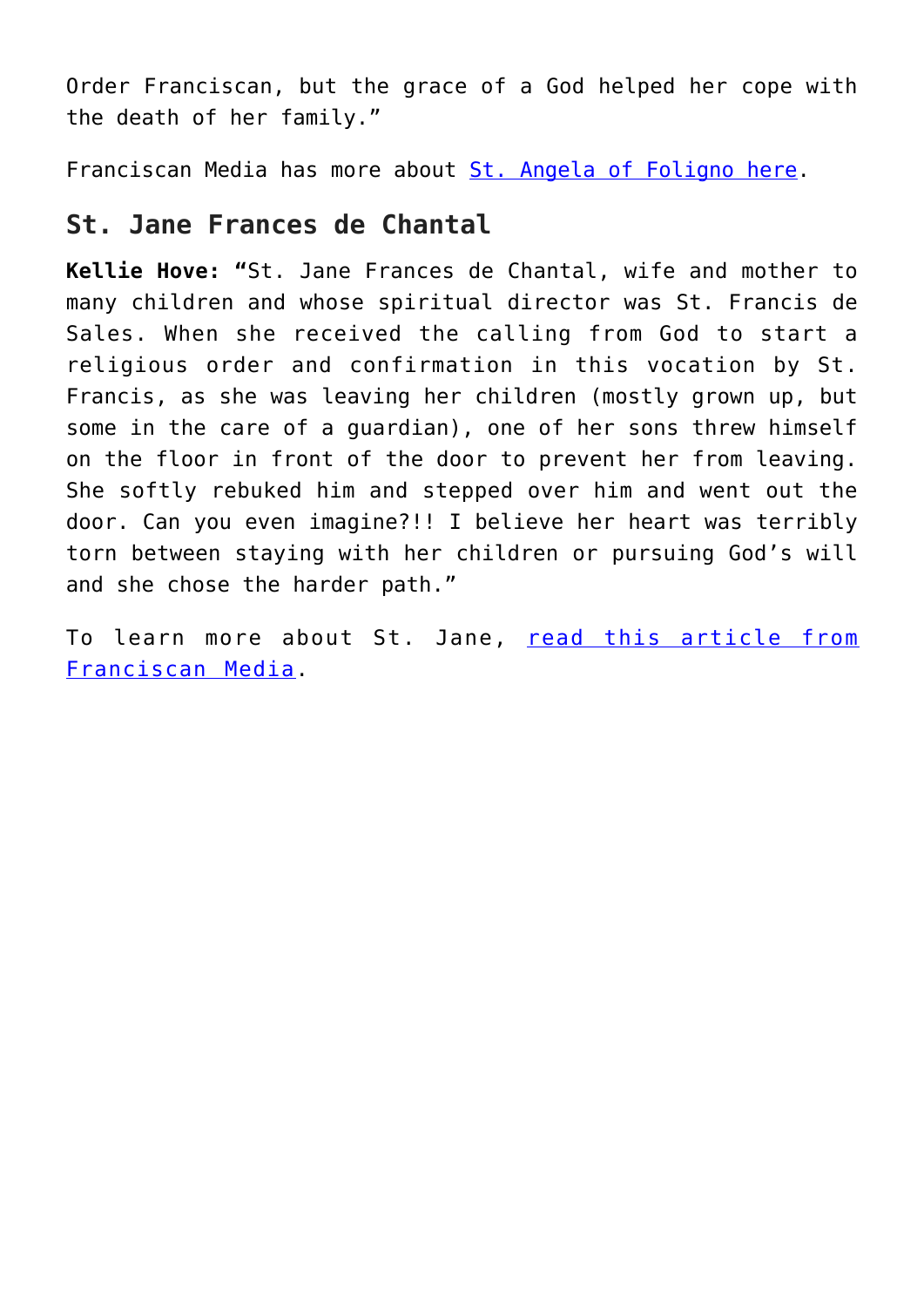Order Franciscan, but the grace of a God helped her cope with the death of her family."

Franciscan Media has more about St. Angela of Foligno here.

## St. Jane Frances de Chantal

**Kellie Hove: "**St. Jane Frances de Chantal, wife and mother to many children and whose spiritual director was St. Francis de Sales. When she received the calling from God to start a religious order and confirmation in this vocation by St. Francis, as she was leaving her children (mostly grown up, but some in the care of a guardian), one of her sons threw himself on the floor in front of the door to prevent her from leaving. She softly rebuked him and stepped over him and went out the door. Can you even imagine?!! I believe her heart was terribly torn between staying with her children or pursuing God's will and she chose the harder path."

To learn more about St. Jane, read this article from Franciscan Media.